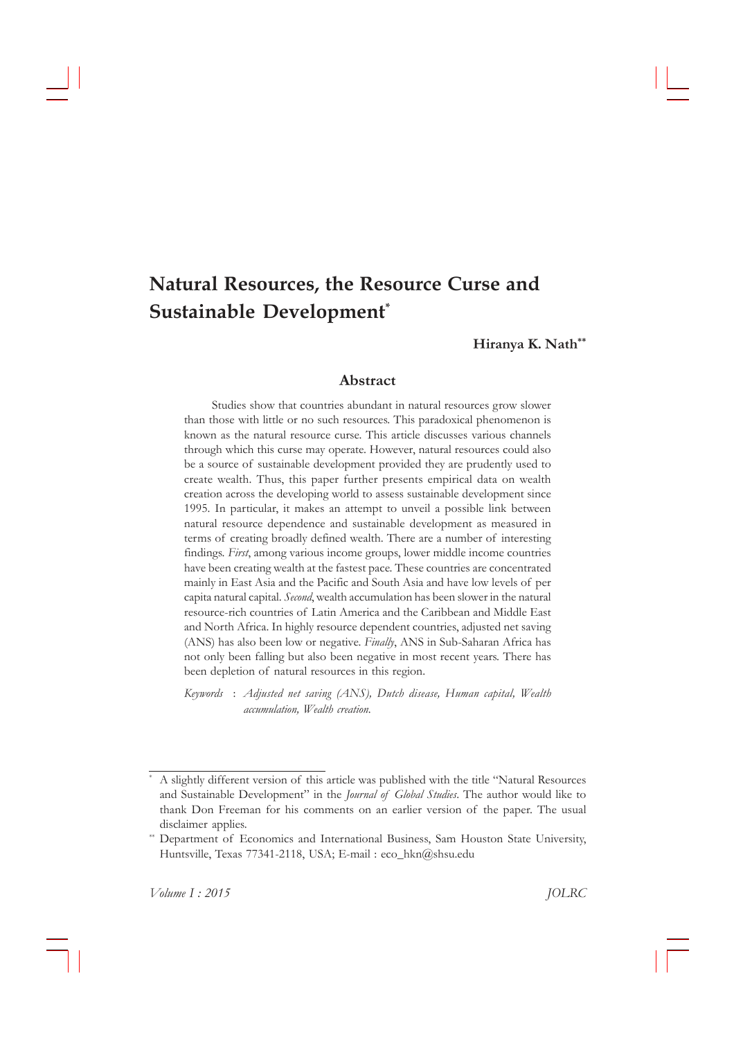# Natural Resources, the Resource Curse and Sustainable Development[*]

**Hiranya K. Nath[**]**

## Abstract

Studies show that countries abundant in natural resources grow slower than those with little or no such resources. This paradoxical phenomenon is known as the natural resource curse. This article discusses various channels through which this curse may operate. However, natural resources could also be a source of sustainable development provided they are prudently used to create wealth. Thus, this paper further presents empirical data on wealth creation across the developing world to assess sustainable development since 1995. In particular, it makes an attempt to unveil a possible link between natural resource dependence and sustainable development as measured in terms of creating broadly defined wealth. There are a number of interesting findings. *First*, among various income groups, lower middle income countries have been creating wealth at the fastest pace. These countries are concentrated mainly in East Asia and the Pacific and South Asia and have low levels of per capita natural capital. *Second*, wealth accumulation has been slower in the natural resource-rich countries of Latin America and the Caribbean and Middle East and North Africa. In highly resource dependent countries, adjusted net saving (ANS) has also been low or negative. *Finally*, ANS in Sub-Saharan Africa has not only been falling but also been negative in most recent years. There has been depletion of natural resources in this region.

*Keywords* : *Adjusted net saving (ANS), Dutch disease, Human capital, Wealth accumulation, Wealth creation.*

---

[*] A slightly different version of this article was published with the title "Natural Resources and Sustainable Development" in the *Journal of Global Studies*. The author would like to thank Don Freeman for his comments on an earlier version of the paper. The usual disclaimer applies.

[**] Department of Economics and International Business, Sam Houston State University, Huntsville, Texas 77341-2118, USA; E-mail : eco_hkn@shsu.edu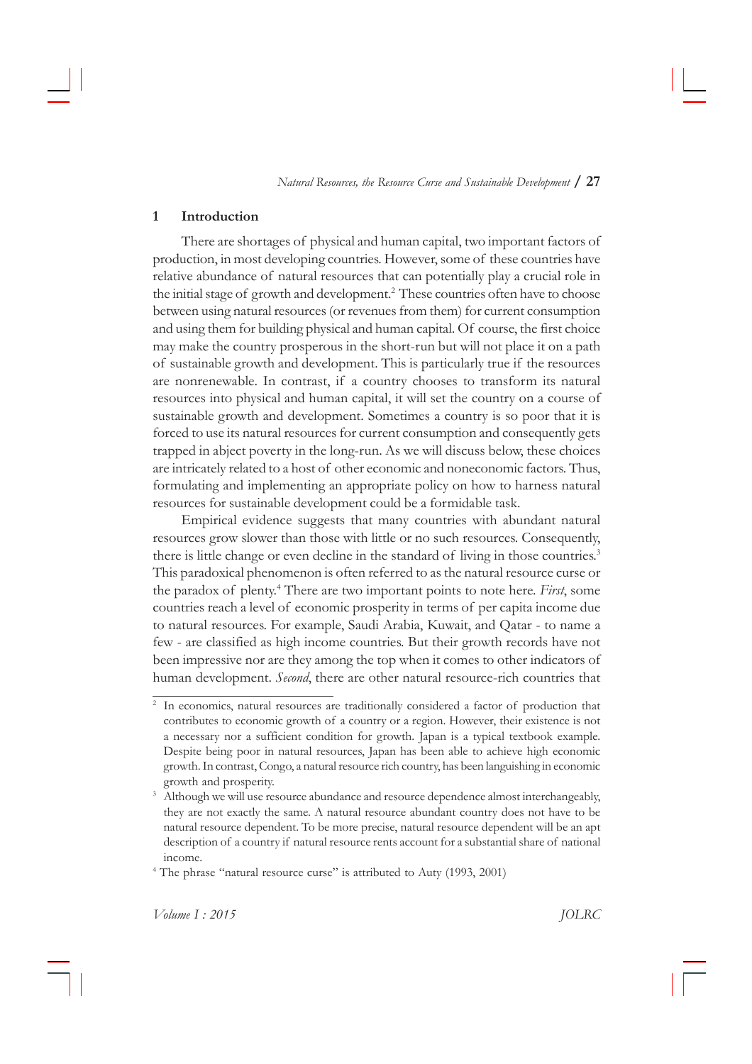## 1 Introduction

There are shortages of physical and human capital, two important factors of production, in most developing countries. However, some of these countries have relative abundance of natural resources that can potentially play a crucial role in the initial stage of growth and development.[2] These countries often have to choose between using natural resources (or revenues from them) for current consumption and using them for building physical and human capital. Of course, the first choice may make the country prosperous in the short-run but will not place it on a path of sustainable growth and development. This is particularly true if the resources are nonrenewable. In contrast, if a country chooses to transform its natural resources into physical and human capital, it will set the country on a course of sustainable growth and development. Sometimes a country is so poor that it is forced to use its natural resources for current consumption and consequently gets trapped in abject poverty in the long-run. As we will discuss below, these choices are intricately related to a host of other economic and noneconomic factors. Thus, formulating and implementing an appropriate policy on how to harness natural resources for sustainable development could be a formidable task.

Empirical evidence suggests that many countries with abundant natural resources grow slower than those with little or no such resources. Consequently, there is little change or even decline in the standard of living in those countries.[3] This paradoxical phenomenon is often referred to as the natural resource curse or the paradox of plenty.[4] There are two important points to note here. *First*, some countries reach a level of economic prosperity in terms of per capita income due to natural resources. For example, Saudi Arabia, Kuwait, and Qatar - to name a few - are classified as high income countries. But their growth records have not been impressive nor are they among the top when it comes to other indicators of human development. *Second*, there are other natural resource-rich countries that

---

[2] In economics, natural resources are traditionally considered a factor of production that contributes to economic growth of a country or a region. However, their existence is not a necessary nor a sufficient condition for growth. Japan is a typical textbook example. Despite being poor in natural resources, Japan has been able to achieve high economic growth. In contrast, Congo, a natural resource rich country, has been languishing in economic growth and prosperity.

[3] Although we will use resource abundance and resource dependence almost interchangeably, they are not exactly the same. A natural resource abundant country does not have to be natural resource dependent. To be more precise, natural resource dependent will be an apt description of a country if natural resource rents account for a substantial share of national income.

[4] The phrase "natural resource curse" is attributed to Auty (1993, 2001)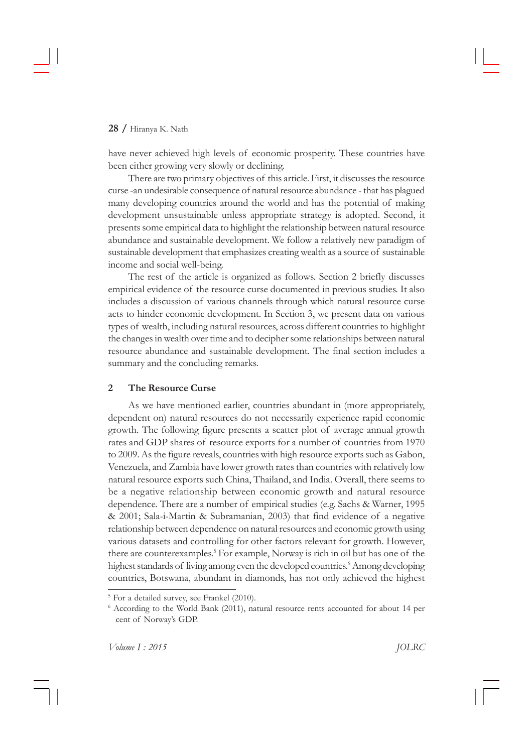have never achieved high levels of economic prosperity. These countries have been either growing very slowly or declining.

There are two primary objectives of this article. First, it discusses the resource curse -an undesirable consequence of natural resource abundance - that has plagued many developing countries around the world and has the potential of making development unsustainable unless appropriate strategy is adopted. Second, it presents some empirical data to highlight the relationship between natural resource abundance and sustainable development. We follow a relatively new paradigm of sustainable development that emphasizes creating wealth as a source of sustainable income and social well-being.

The rest of the article is organized as follows. Section 2 briefly discusses empirical evidence of the resource curse documented in previous studies. It also includes a discussion of various channels through which natural resource curse acts to hinder economic development. In Section 3, we present data on various types of wealth, including natural resources, across different countries to highlight the changes in wealth over time and to decipher some relationships between natural resource abundance and sustainable development. The final section includes a summary and the concluding remarks.

## 2 The Resource Curse

As we have mentioned earlier, countries abundant in (more appropriately, dependent on) natural resources do not necessarily experience rapid economic growth. The following figure presents a scatter plot of average annual growth rates and GDP shares of resource exports for a number of countries from 1970 to 2009. As the figure reveals, countries with high resource exports such as Gabon, Venezuela, and Zambia have lower growth rates than countries with relatively low natural resource exports such China, Thailand, and India. Overall, there seems to be a negative relationship between economic growth and natural resource dependence. There are a number of empirical studies (e.g. Sachs & Warner, 1995 & 2001; Sala-i-Martin & Subramanian, 2003) that find evidence of a negative relationship between dependence on natural resources and economic growth using various datasets and controlling for other factors relevant for growth. However, there are counterexamples.[5] For example, Norway is rich in oil but has one of the highest standards of living among even the developed countries.[6] Among developing countries, Botswana, abundant in diamonds, has not only achieved the highest

[5] For a detailed survey, see Frankel (2010).

[6] According to the World Bank (2011), natural resource rents accounted for about 14 per cent of Norway's GDP.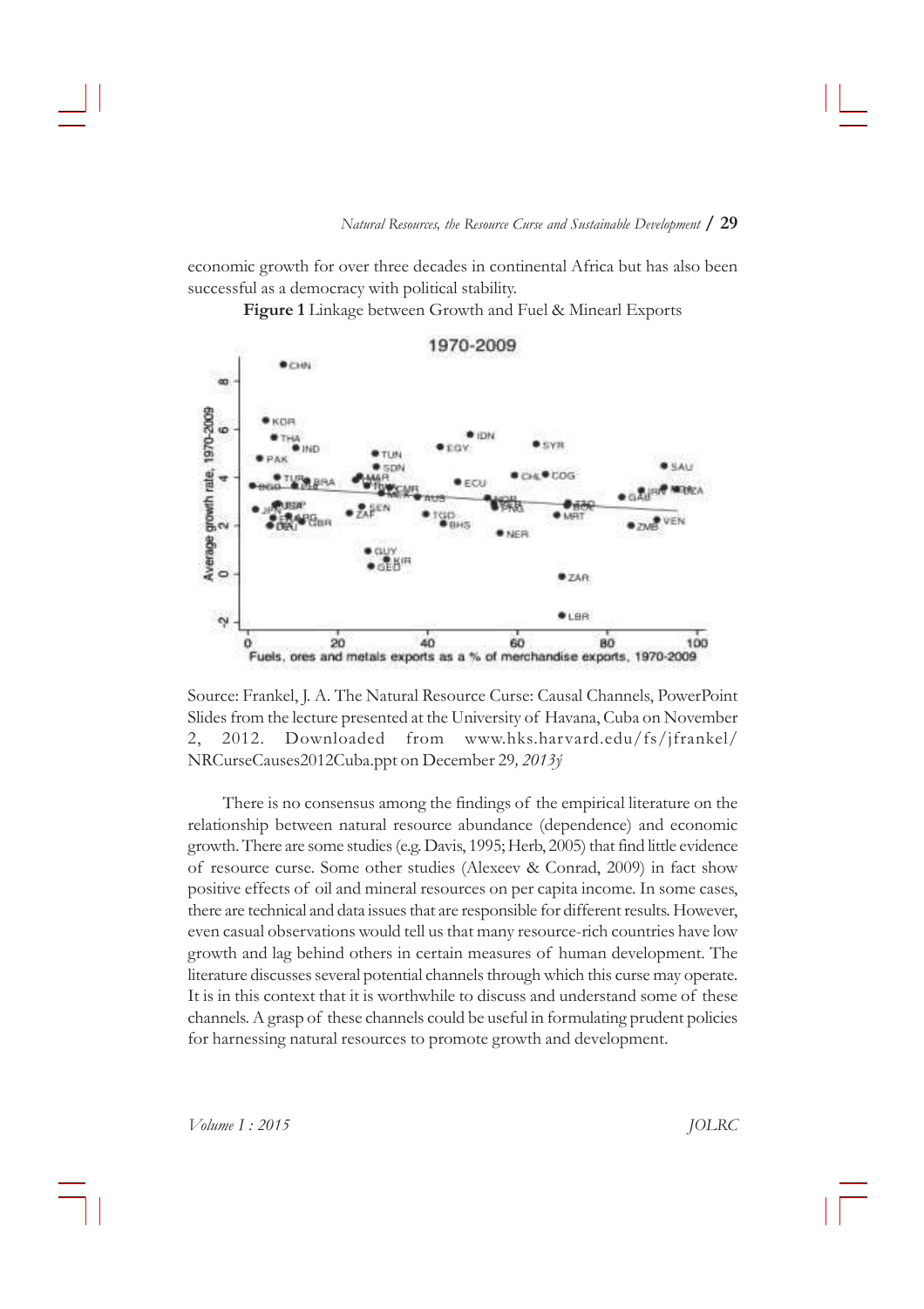economic growth for over three decades in continental Africa but has also been successful as a democracy with political stability.

**Figure 1** Linkage between Growth and Fuel & Minearl Exports

Source: Frankel, J. A. The Natural Resource Curse: Causal Channels, PowerPoint Slides from the lecture presented at the University of Havana, Cuba on November 2, 2012. Downloaded from www.hks.harvard.edu/fs/jfrankel/NRCurseCauses2012Cuba.ppt on December 29*, 2013ý*

There is no consensus among the findings of the empirical literature on the relationship between natural resource abundance (dependence) and economic growth. There are some studies (e.g. Davis, 1995; Herb, 2005) that find little evidence of resource curse. Some other studies (Alexeev & Conrad, 2009) in fact show positive effects of oil and mineral resources on per capita income. In some cases, there are technical and data issues that are responsible for different results. However, even casual observations would tell us that many resource-rich countries have low growth and lag behind others in certain measures of human development. The literature discusses several potential channels through which this curse may operate. It is in this context that it is worthwhile to discuss and understand some of these channels. A grasp of these channels could be useful in formulating prudent policies for harnessing natural resources to promote growth and development.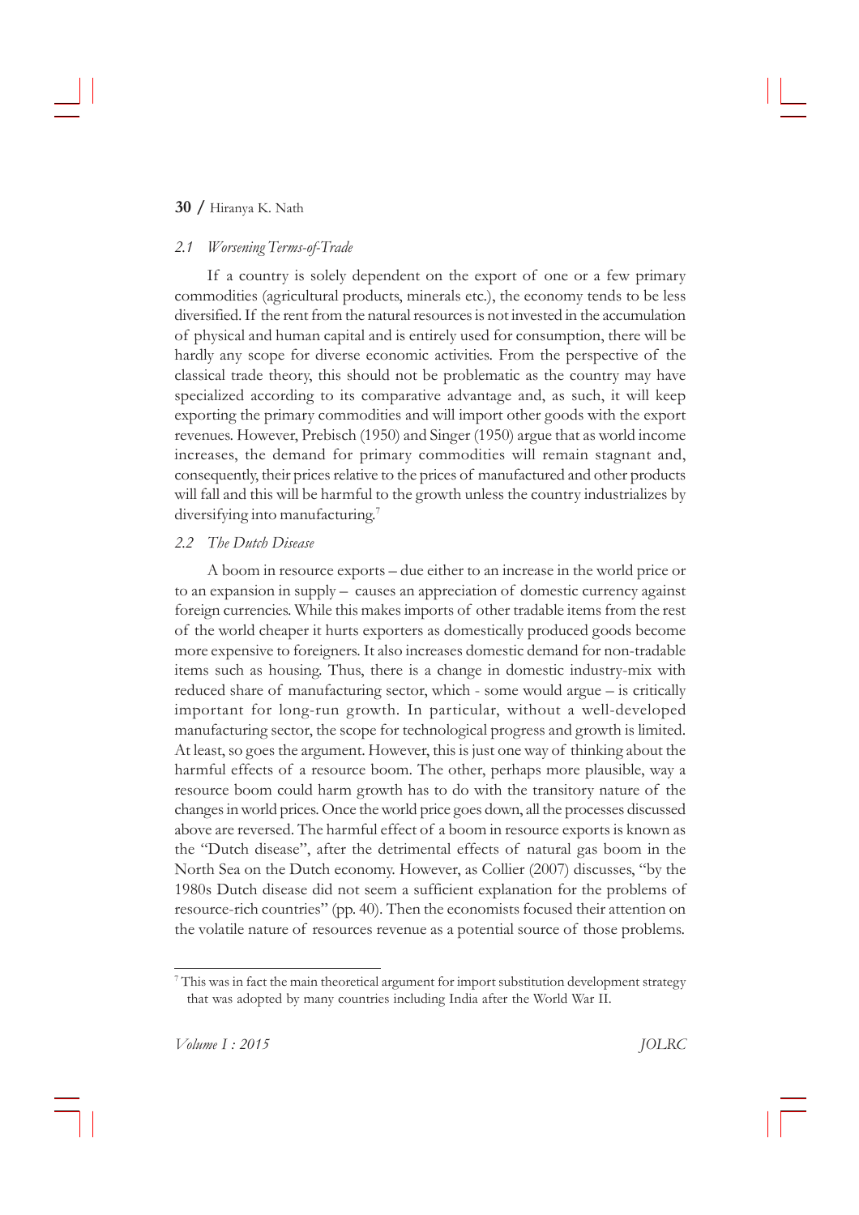### *2.1 Worsening Terms-of-Trade*

If a country is solely dependent on the export of one or a few primary commodities (agricultural products, minerals etc.), the economy tends to be less diversified. If the rent from the natural resources is not invested in the accumulation of physical and human capital and is entirely used for consumption, there will be hardly any scope for diverse economic activities. From the perspective of the classical trade theory, this should not be problematic as the country may have specialized according to its comparative advantage and, as such, it will keep exporting the primary commodities and will import other goods with the export revenues. However, Prebisch (1950) and Singer (1950) argue that as world income increases, the demand for primary commodities will remain stagnant and, consequently, their prices relative to the prices of manufactured and other products will fall and this will be harmful to the growth unless the country industrializes by diversifying into manufacturing.[7]

### *2.2 The Dutch Disease*

A boom in resource exports – due either to an increase in the world price or to an expansion in supply – causes an appreciation of domestic currency against foreign currencies. While this makes imports of other tradable items from the rest of the world cheaper it hurts exporters as domestically produced goods become more expensive to foreigners. It also increases domestic demand for non-tradable items such as housing. Thus, there is a change in domestic industry-mix with reduced share of manufacturing sector, which - some would argue – is critically important for long-run growth. In particular, without a well-developed manufacturing sector, the scope for technological progress and growth is limited. At least, so goes the argument. However, this is just one way of thinking about the harmful effects of a resource boom. The other, perhaps more plausible, way a resource boom could harm growth has to do with the transitory nature of the changes in world prices. Once the world price goes down, all the processes discussed above are reversed. The harmful effect of a boom in resource exports is known as the "Dutch disease", after the detrimental effects of natural gas boom in the North Sea on the Dutch economy. However, as Collier (2007) discusses, "by the 1980s Dutch disease did not seem a sufficient explanation for the problems of resource-rich countries" (pp. 40). Then the economists focused their attention on the volatile nature of resources revenue as a potential source of those problems.

---

[7] This was in fact the main theoretical argument for import substitution development strategy that was adopted by many countries including India after the World War II.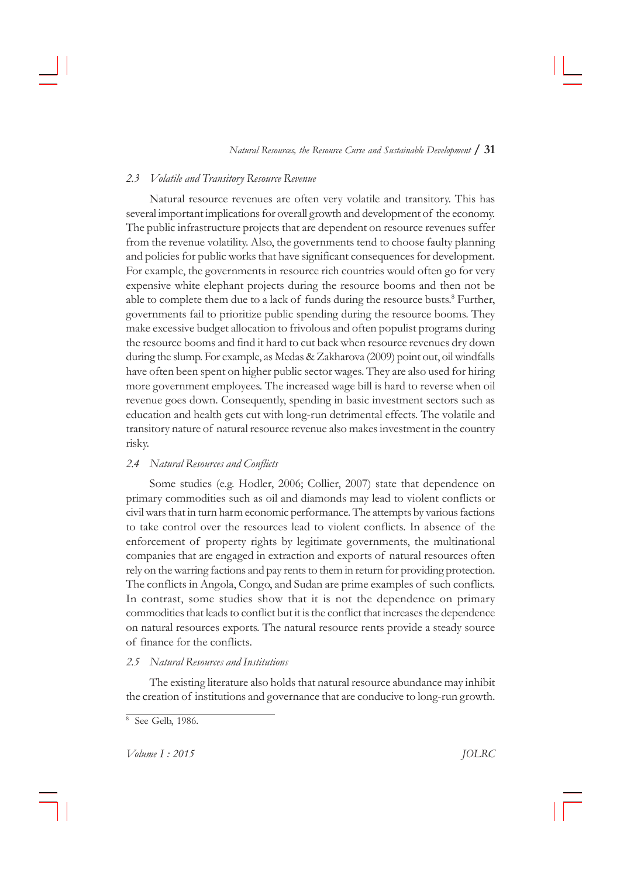### 2.3 *Volatile and Transitory Resource Revenue*

Natural resource revenues are often very volatile and transitory. This has several important implications for overall growth and development of the economy. The public infrastructure projects that are dependent on resource revenues suffer from the revenue volatility. Also, the governments tend to choose faulty planning and policies for public works that have significant consequences for development. For example, the governments in resource rich countries would often go for very expensive white elephant projects during the resource booms and then not be able to complete them due to a lack of funds during the resource busts.[8] Further, governments fail to prioritize public spending during the resource booms. They make excessive budget allocation to frivolous and often populist programs during the resource booms and find it hard to cut back when resource revenues dry down during the slump. For example, as Medas & Zakharova (2009) point out, oil windfalls have often been spent on higher public sector wages. They are also used for hiring more government employees. The increased wage bill is hard to reverse when oil revenue goes down. Consequently, spending in basic investment sectors such as education and health gets cut with long-run detrimental effects. The volatile and transitory nature of natural resource revenue also makes investment in the country risky.

### 2.4 *Natural Resources and Conflicts*

Some studies (e.g. Hodler, 2006; Collier, 2007) state that dependence on primary commodities such as oil and diamonds may lead to violent conflicts or civil wars that in turn harm economic performance. The attempts by various factions to take control over the resources lead to violent conflicts. In absence of the enforcement of property rights by legitimate governments, the multinational companies that are engaged in extraction and exports of natural resources often rely on the warring factions and pay rents to them in return for providing protection. The conflicts in Angola, Congo, and Sudan are prime examples of such conflicts. In contrast, some studies show that it is not the dependence on primary commodities that leads to conflict but it is the conflict that increases the dependence on natural resources exports. The natural resource rents provide a steady source of finance for the conflicts.

### 2.5 *Natural Resources and Institutions*

The existing literature also holds that natural resource abundance may inhibit the creation of institutions and governance that are conducive to long-run growth.

---

[8] See Gelb, 1986.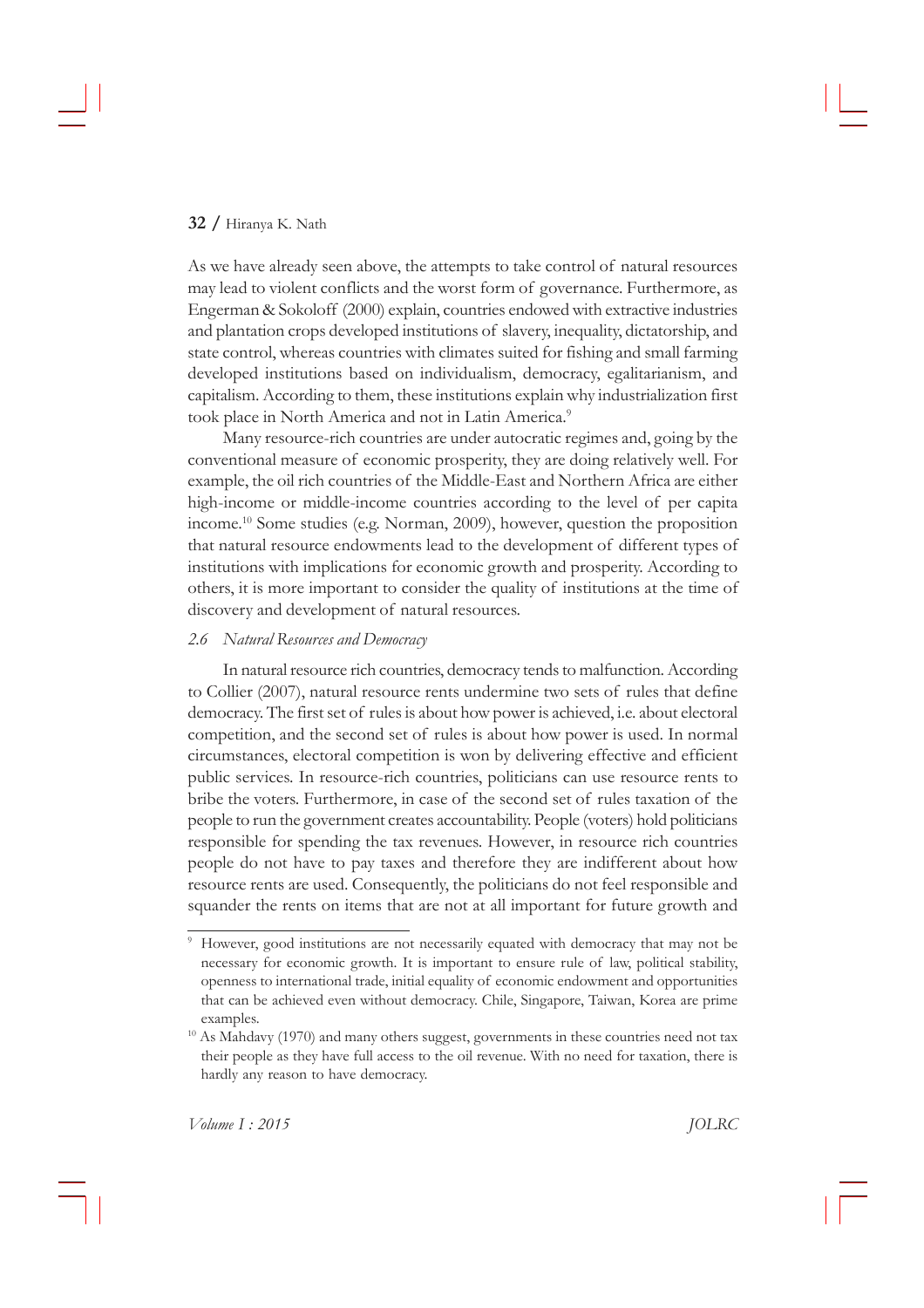As we have already seen above, the attempts to take control of natural resources may lead to violent conflicts and the worst form of governance. Furthermore, as Engerman & Sokoloff (2000) explain, countries endowed with extractive industries and plantation crops developed institutions of slavery, inequality, dictatorship, and state control, whereas countries with climates suited for fishing and small farming developed institutions based on individualism, democracy, egalitarianism, and capitalism. According to them, these institutions explain why industrialization first took place in North America and not in Latin America.[9]

Many resource-rich countries are under autocratic regimes and, going by the conventional measure of economic prosperity, they are doing relatively well. For example, the oil rich countries of the Middle-East and Northern Africa are either high-income or middle-income countries according to the level of per capita income.[10] Some studies (e.g. Norman, 2009), however, question the proposition that natural resource endowments lead to the development of different types of institutions with implications for economic growth and prosperity. According to others, it is more important to consider the quality of institutions at the time of discovery and development of natural resources.

### *2.6 Natural Resources and Democracy*

In natural resource rich countries, democracy tends to malfunction. According to Collier (2007), natural resource rents undermine two sets of rules that define democracy. The first set of rules is about how power is achieved, i.e. about electoral competition, and the second set of rules is about how power is used. In normal circumstances, electoral competition is won by delivering effective and efficient public services. In resource-rich countries, politicians can use resource rents to bribe the voters. Furthermore, in case of the second set of rules taxation of the people to run the government creates accountability. People (voters) hold politicians responsible for spending the tax revenues. However, in resource rich countries people do not have to pay taxes and therefore they are indifferent about how resource rents are used. Consequently, the politicians do not feel responsible and squander the rents on items that are not at all important for future growth and

---

[9] However, good institutions are not necessarily equated with democracy that may not be necessary for economic growth. It is important to ensure rule of law, political stability, openness to international trade, initial equality of economic endowment and opportunities that can be achieved even without democracy. Chile, Singapore, Taiwan, Korea are prime examples.

[10] As Mahdavy (1970) and many others suggest, governments in these countries need not tax their people as they have full access to the oil revenue. With no need for taxation, there is hardly any reason to have democracy.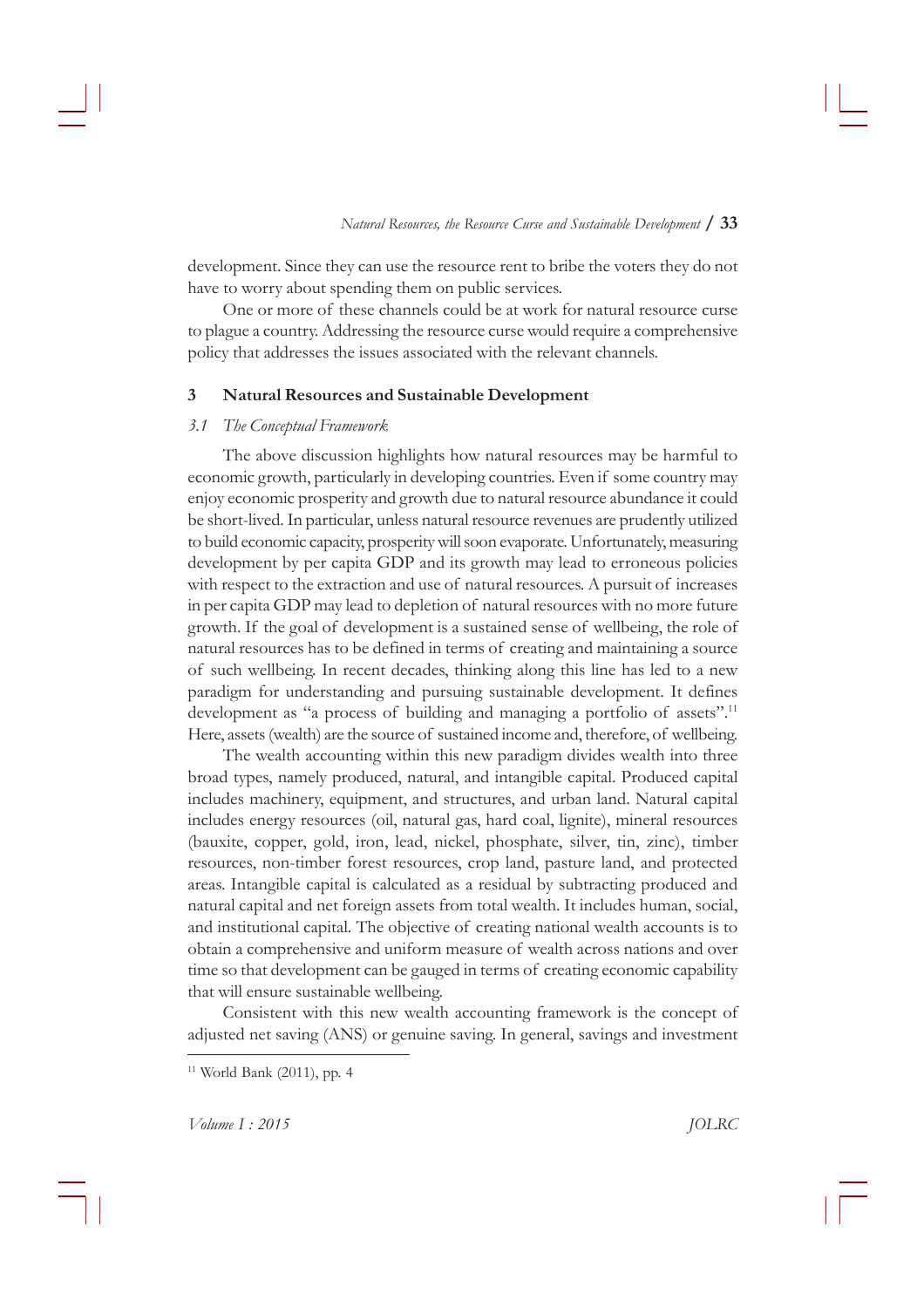development. Since they can use the resource rent to bribe the voters they do not have to worry about spending them on public services.

One or more of these channels could be at work for natural resource curse to plague a country. Addressing the resource curse would require a comprehensive policy that addresses the issues associated with the relevant channels.

## 3 Natural Resources and Sustainable Development

### *3.1 The Conceptual Framework*

The above discussion highlights how natural resources may be harmful to economic growth, particularly in developing countries. Even if some country may enjoy economic prosperity and growth due to natural resource abundance it could be short-lived. In particular, unless natural resource revenues are prudently utilized to build economic capacity, prosperity will soon evaporate. Unfortunately, measuring development by per capita GDP and its growth may lead to erroneous policies with respect to the extraction and use of natural resources. A pursuit of increases in per capita GDP may lead to depletion of natural resources with no more future growth. If the goal of development is a sustained sense of wellbeing, the role of natural resources has to be defined in terms of creating and maintaining a source of such wellbeing. In recent decades, thinking along this line has led to a new paradigm for understanding and pursuing sustainable development. It defines development as "a process of building and managing a portfolio of assets".[11] Here, assets (wealth) are the source of sustained income and, therefore, of wellbeing.

The wealth accounting within this new paradigm divides wealth into three broad types, namely produced, natural, and intangible capital. Produced capital includes machinery, equipment, and structures, and urban land. Natural capital includes energy resources (oil, natural gas, hard coal, lignite), mineral resources (bauxite, copper, gold, iron, lead, nickel, phosphate, silver, tin, zinc), timber resources, non-timber forest resources, crop land, pasture land, and protected areas. Intangible capital is calculated as a residual by subtracting produced and natural capital and net foreign assets from total wealth. It includes human, social, and institutional capital. The objective of creating national wealth accounts is to obtain a comprehensive and uniform measure of wealth across nations and over time so that development can be gauged in terms of creating economic capability that will ensure sustainable wellbeing.

Consistent with this new wealth accounting framework is the concept of adjusted net saving (ANS) or genuine saving. In general, savings and investment

---

[11] World Bank (2011), pp. 4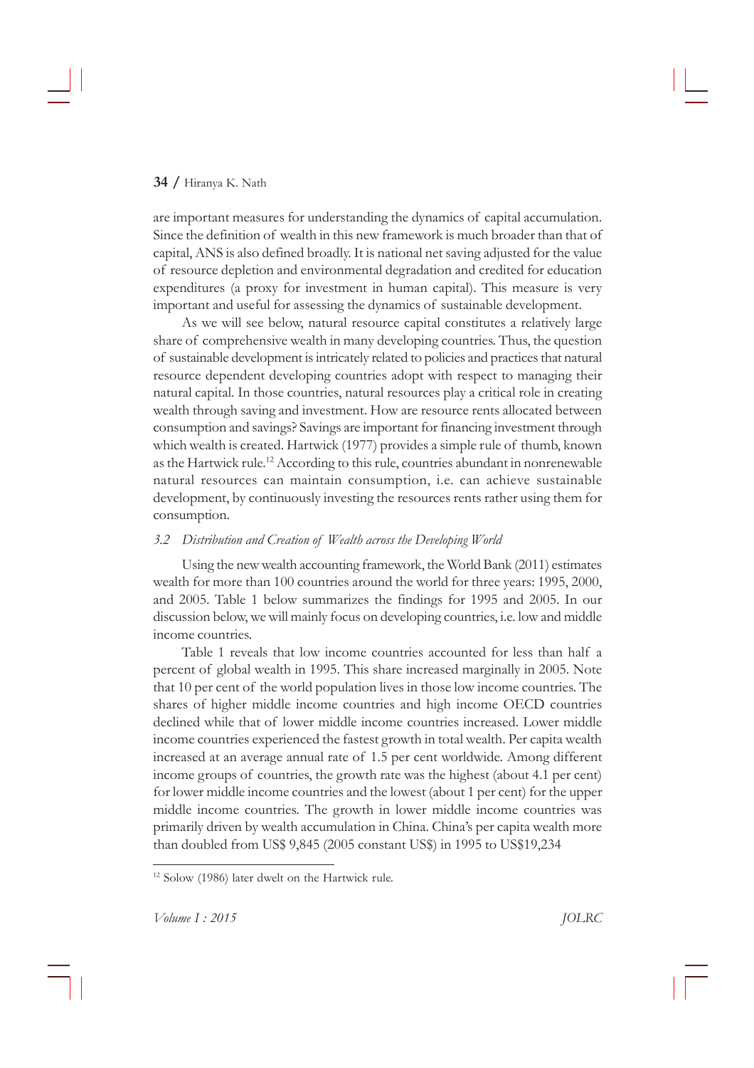are important measures for understanding the dynamics of capital accumulation. Since the definition of wealth in this new framework is much broader than that of capital, ANS is also defined broadly. It is national net saving adjusted for the value of resource depletion and environmental degradation and credited for education expenditures (a proxy for investment in human capital). This measure is very important and useful for assessing the dynamics of sustainable development.

As we will see below, natural resource capital constitutes a relatively large share of comprehensive wealth in many developing countries. Thus, the question of sustainable development is intricately related to policies and practices that natural resource dependent developing countries adopt with respect to managing their natural capital. In those countries, natural resources play a critical role in creating wealth through saving and investment. How are resource rents allocated between consumption and savings? Savings are important for financing investment through which wealth is created. Hartwick (1977) provides a simple rule of thumb, known as the Hartwick rule.[12] According to this rule, countries abundant in nonrenewable natural resources can maintain consumption, i.e. can achieve sustainable development, by continuously investing the resources rents rather using them for consumption.

### *3.2 Distribution and Creation of Wealth across the Developing World*

Using the new wealth accounting framework, the World Bank (2011) estimates wealth for more than 100 countries around the world for three years: 1995, 2000, and 2005. Table 1 below summarizes the findings for 1995 and 2005. In our discussion below, we will mainly focus on developing countries, i.e. low and middle income countries.

Table 1 reveals that low income countries accounted for less than half a percent of global wealth in 1995. This share increased marginally in 2005. Note that 10 per cent of the world population lives in those low income countries. The shares of higher middle income countries and high income OECD countries declined while that of lower middle income countries increased. Lower middle income countries experienced the fastest growth in total wealth. Per capita wealth increased at an average annual rate of 1.5 per cent worldwide. Among different income groups of countries, the growth rate was the highest (about 4.1 per cent) for lower middle income countries and the lowest (about 1 per cent) for the upper middle income countries. The growth in lower middle income countries was primarily driven by wealth accumulation in China. China's per capita wealth more than doubled from US$ 9,845 (2005 constant US$) in 1995 to US$19,234

---

[12] Solow (1986) later dwelt on the Hartwick rule.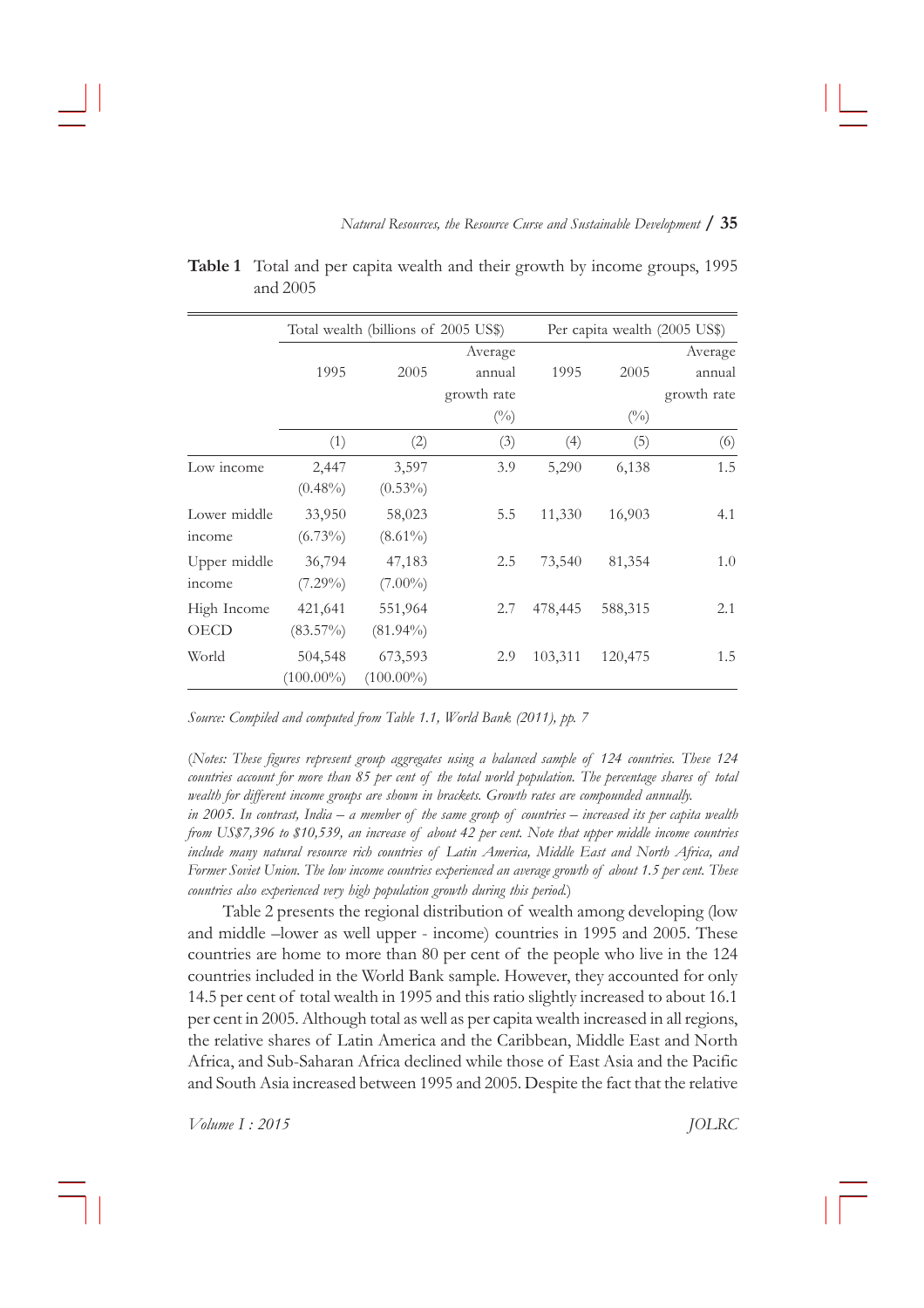**Table 1** Total and per capita wealth and their growth by income groups, 1995 and 2005

| | Total wealth (billions of 2005 US$) | | | Per capita wealth (2005 US$) | | |
|---|---|---|---|---|---|---|
| | 1995 | 2005 | Average annual growth rate (%) | 1995 | 2005 (%) | Average annual growth rate |
| | (1) | (2) | (3) | (4) | (5) | (6) |
| Low income | 2,447 (0.48%) | 3,597 (0.53%) | 3.9 | 5,290 | 6,138 | 1.5 |
| Lower middle income | 33,950 (6.73%) | 58,023 (8.61%) | 5.5 | 11,330 | 16,903 | 4.1 |
| Upper middle income | 36,794 (7.29%) | 47,183 (7.00%) | 2.5 | 73,540 | 81,354 | 1.0 |
| High Income OECD | 421,641 (83.57%) | 551,964 (81.94%) | 2.7 | 478,445 | 588,315 | 2.1 |
| World | 504,548 (100.00%) | 673,593 (100.00%) | 2.9 | 103,311 | 120,475 | 1.5 |

*Source: Compiled and computed from Table 1.1, World Bank (2011), pp. 7*

(*Notes: These figures represent group aggregates using a balanced sample of 124 countries. These 124 countries account for more than 85 per cent of the total world population. The percentage shares of total wealth for different income groups are shown in brackets. Growth rates are compounded annually. in 2005. In contrast, India – a member of the same group of countries – increased its per capita wealth from US$7,396 to $10,539, an increase of about 42 per cent. Note that upper middle income countries include many natural resource rich countries of Latin America, Middle East and North Africa, and Former Soviet Union. The low income countries experienced an average growth of about 1.5 per cent. These countries also experienced very high population growth during this period.*)

Table 2 presents the regional distribution of wealth among developing (low and middle –lower as well upper - income) countries in 1995 and 2005. These countries are home to more than 80 per cent of the people who live in the 124 countries included in the World Bank sample. However, they accounted for only 14.5 per cent of total wealth in 1995 and this ratio slightly increased to about 16.1 per cent in 2005. Although total as well as per capita wealth increased in all regions, the relative shares of Latin America and the Caribbean, Middle East and North Africa, and Sub-Saharan Africa declined while those of East Asia and the Pacific and South Asia increased between 1995 and 2005. Despite the fact that the relative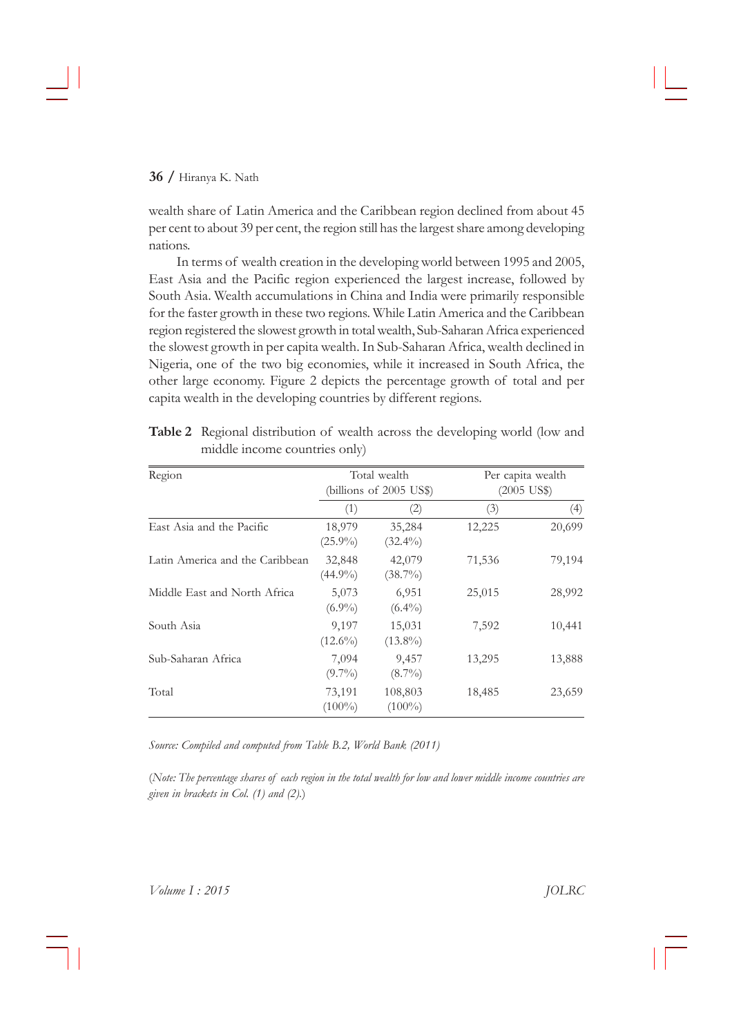wealth share of Latin America and the Caribbean region declined from about 45 per cent to about 39 per cent, the region still has the largest share among developing nations.

In terms of wealth creation in the developing world between 1995 and 2005, East Asia and the Pacific region experienced the largest increase, followed by South Asia. Wealth accumulations in China and India were primarily responsible for the faster growth in these two regions. While Latin America and the Caribbean region registered the slowest growth in total wealth, Sub-Saharan Africa experienced the slowest growth in per capita wealth. In Sub-Saharan Africa, wealth declined in Nigeria, one of the two big economies, while it increased in South Africa, the other large economy. Figure 2 depicts the percentage growth of total and per capita wealth in the developing countries by different regions.

**Table 2** Regional distribution of wealth across the developing world (low and middle income countries only)

| Region | Total wealth (billions of 2005 US$) | | Per capita wealth (2005 US$) | |
|---|---|---|---|---|
| | (1) | (2) | (3) | (4) |
| East Asia and the Pacific | 18,979 (25.9%) | 35,284 (32.4%) | 12,225 | 20,699 |
| Latin America and the Caribbean | 32,848 (44.9%) | 42,079 (38.7%) | 71,536 | 79,194 |
| Middle East and North Africa | 5,073 (6.9%) | 6,951 (6.4%) | 25,015 | 28,992 |
| South Asia | 9,197 (12.6%) | 15,031 (13.8%) | 7,592 | 10,441 |
| Sub-Saharan Africa | 7,094 (9.7%) | 9,457 (8.7%) | 13,295 | 13,888 |
| Total | 73,191 (100%) | 108,803 (100%) | 18,485 | 23,659 |

*Source: Compiled and computed from Table B.2, World Bank (2011)*

(*Note: The percentage shares of each region in the total wealth for low and lower middle income countries are given in brackets in Col. (1) and (2).*)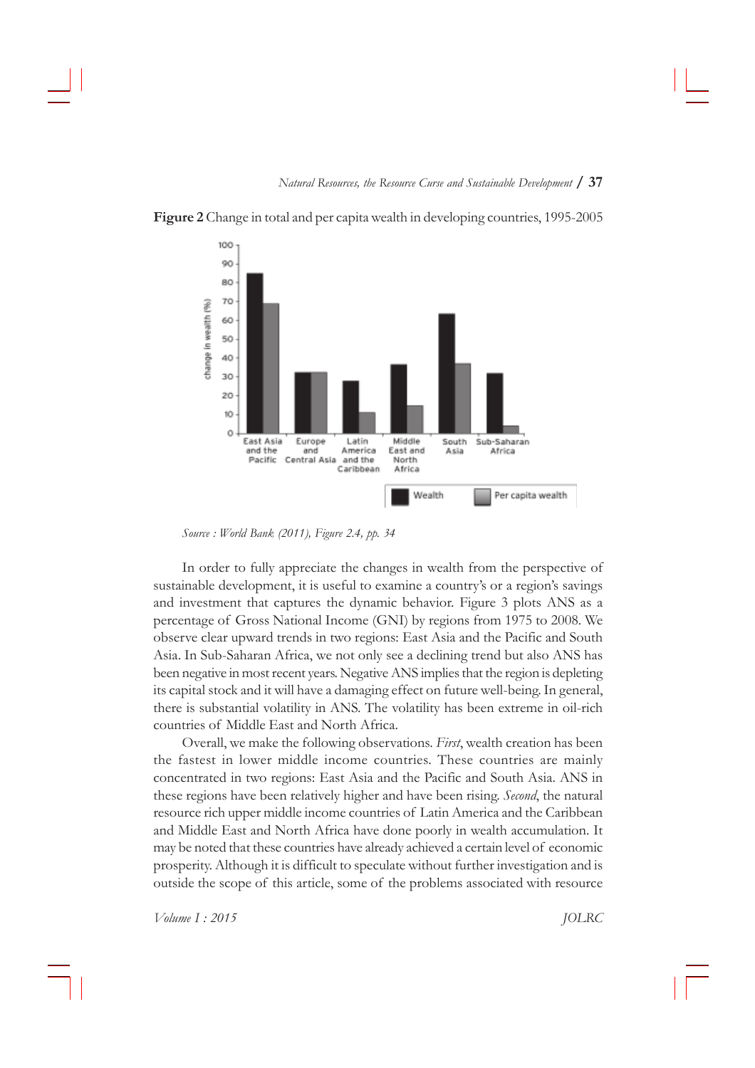**Figure 2** Change in total and per capita wealth in developing countries, 1995-2005

*Source : World Bank (2011), Figure 2.4, pp. 34*

In order to fully appreciate the changes in wealth from the perspective of sustainable development, it is useful to examine a country's or a region's savings and investment that captures the dynamic behavior. Figure 3 plots ANS as a percentage of Gross National Income (GNI) by regions from 1975 to 2008. We observe clear upward trends in two regions: East Asia and the Pacific and South Asia. In Sub-Saharan Africa, we not only see a declining trend but also ANS has been negative in most recent years. Negative ANS implies that the region is depleting its capital stock and it will have a damaging effect on future well-being. In general, there is substantial volatility in ANS. The volatility has been extreme in oil-rich countries of Middle East and North Africa.

Overall, we make the following observations. *First*, wealth creation has been the fastest in lower middle income countries. These countries are mainly concentrated in two regions: East Asia and the Pacific and South Asia. ANS in these regions have been relatively higher and have been rising. *Second*, the natural resource rich upper middle income countries of Latin America and the Caribbean and Middle East and North Africa have done poorly in wealth accumulation. It may be noted that these countries have already achieved a certain level of economic prosperity. Although it is difficult to speculate without further investigation and is outside the scope of this article, some of the problems associated with resource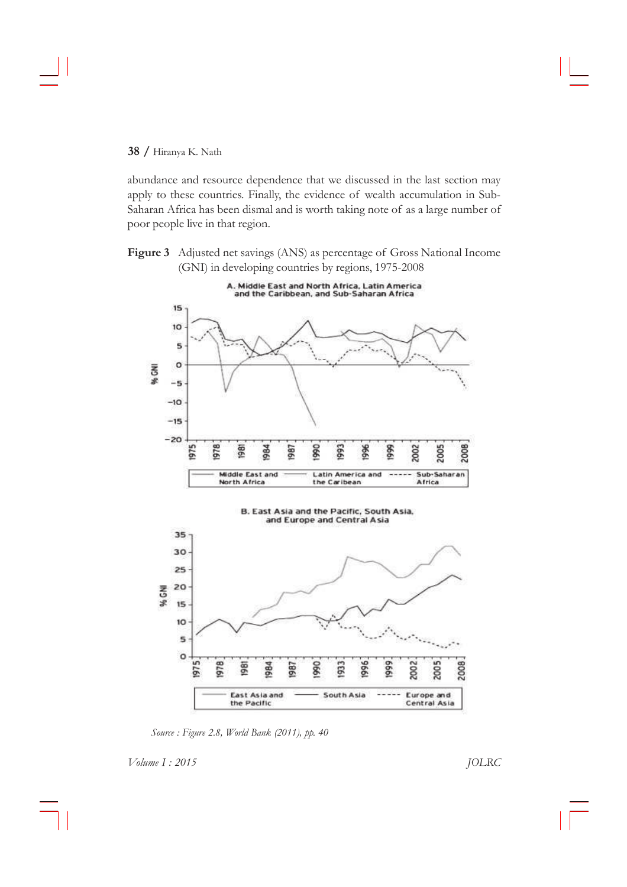abundance and resource dependence that we discussed in the last section may apply to these countries. Finally, the evidence of wealth accumulation in Sub-Saharan Africa has been dismal and is worth taking note of as a large number of poor people live in that region.

**Figure 3** Adjusted net savings (ANS) as percentage of Gross National Income (GNI) in developing countries by regions, 1975-2008

A. Middle East and North Africa, Latin America and the Caribbean, and Sub-Saharan Africa

B. East Asia and the Pacific, South Asia, and Europe and Central Asia

*Source : Figure 2.8, World Bank (2011), pp. 40*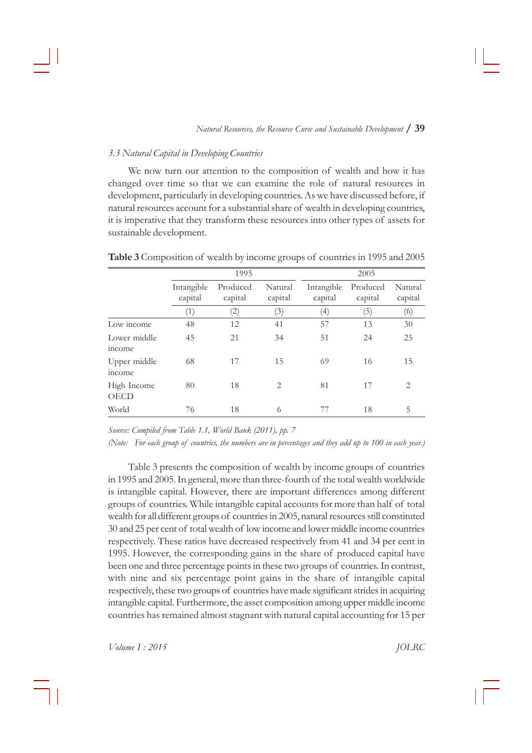### *3.3 Natural Capital in Developing Countries*

We now turn our attention to the composition of wealth and how it has changed over time so that we can examine the role of natural resources in development, particularly in developing countries. As we have discussed before, if natural resources account for a substantial share of wealth in developing countries, it is imperative that they transform these resources into other types of assets for sustainable development.

**Table 3** Composition of wealth by income groups of countries in 1995 and 2005

| | 1995 | | | 2005 | | |
|---|---|---|---|---|---|---|
| | Intangible capital | Produced capital | Natural capital | Intangible capital | Produced capital | Natural capital |
| | (1) | (2) | (3) | (4) | (5) | (6) |
| Low income | 48 | 12 | 41 | 57 | 13 | 30 |
| Lower middle income | 45 | 21 | 34 | 51 | 24 | 25 |
| Upper middle income | 68 | 17 | 15 | 69 | 16 | 15 |
| High Income OECD | 80 | 18 | 2 | 81 | 17 | 2 |
| World | 76 | 18 | 6 | 77 | 18 | 5 |

*Source: Compiled from Table 1.1, World Bank (2011), pp. 7*

*(Note: For each group of countries, the numbers are in percentages and they add up to 100 in each year.)*

Table 3 presents the composition of wealth by income groups of countries in 1995 and 2005. In general, more than three-fourth of the total wealth worldwide is intangible capital. However, there are important differences among different groups of countries. While intangible capital accounts for more than half of total wealth for all different groups of countries in 2005, natural resources still constituted 30 and 25 per cent of total wealth of low income and lower middle income countries respectively. These ratios have decreased respectively from 41 and 34 per cent in 1995. However, the corresponding gains in the share of produced capital have been one and three percentage points in these two groups of countries. In contrast, with nine and six percentage point gains in the share of intangible capital respectively, these two groups of countries have made significant strides in acquiring intangible capital. Furthermore, the asset composition among upper middle income countries has remained almost stagnant with natural capital accounting for 15 per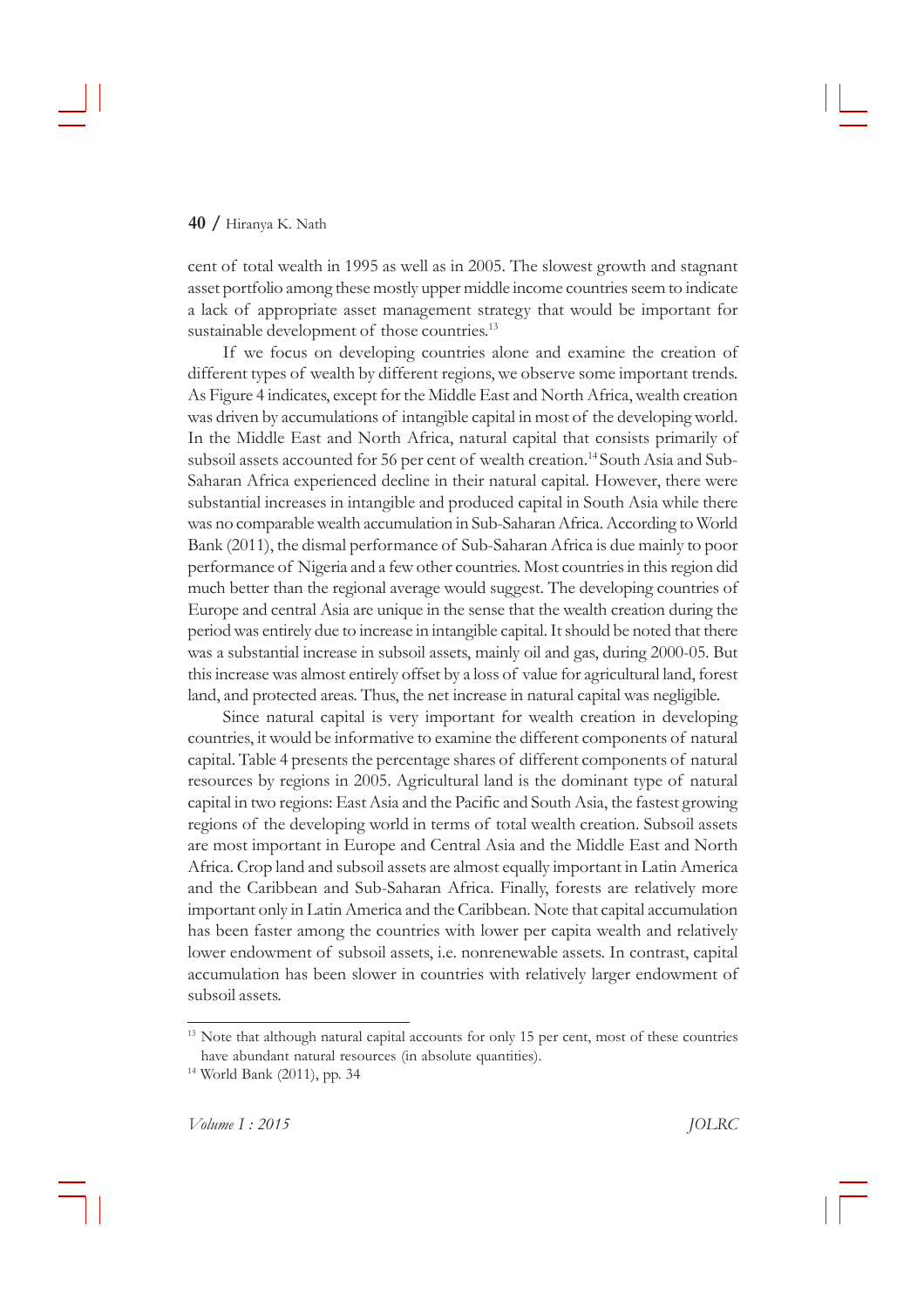cent of total wealth in 1995 as well as in 2005. The slowest growth and stagnant asset portfolio among these mostly upper middle income countries seem to indicate a lack of appropriate asset management strategy that would be important for sustainable development of those countries.[13]

If we focus on developing countries alone and examine the creation of different types of wealth by different regions, we observe some important trends. As Figure 4 indicates, except for the Middle East and North Africa, wealth creation was driven by accumulations of intangible capital in most of the developing world. In the Middle East and North Africa, natural capital that consists primarily of subsoil assets accounted for 56 per cent of wealth creation.[14] South Asia and Sub-Saharan Africa experienced decline in their natural capital. However, there were substantial increases in intangible and produced capital in South Asia while there was no comparable wealth accumulation in Sub-Saharan Africa. According to World Bank (2011), the dismal performance of Sub-Saharan Africa is due mainly to poor performance of Nigeria and a few other countries. Most countries in this region did much better than the regional average would suggest. The developing countries of Europe and central Asia are unique in the sense that the wealth creation during the period was entirely due to increase in intangible capital. It should be noted that there was a substantial increase in subsoil assets, mainly oil and gas, during 2000-05. But this increase was almost entirely offset by a loss of value for agricultural land, forest land, and protected areas. Thus, the net increase in natural capital was negligible.

Since natural capital is very important for wealth creation in developing countries, it would be informative to examine the different components of natural capital. Table 4 presents the percentage shares of different components of natural resources by regions in 2005. Agricultural land is the dominant type of natural capital in two regions: East Asia and the Pacific and South Asia, the fastest growing regions of the developing world in terms of total wealth creation. Subsoil assets are most important in Europe and Central Asia and the Middle East and North Africa. Crop land and subsoil assets are almost equally important in Latin America and the Caribbean and Sub-Saharan Africa. Finally, forests are relatively more important only in Latin America and the Caribbean. Note that capital accumulation has been faster among the countries with lower per capita wealth and relatively lower endowment of subsoil assets, i.e. nonrenewable assets. In contrast, capital accumulation has been slower in countries with relatively larger endowment of subsoil assets.

---

[13] Note that although natural capital accounts for only 15 per cent, most of these countries have abundant natural resources (in absolute quantities).

[14] World Bank (2011), pp. 34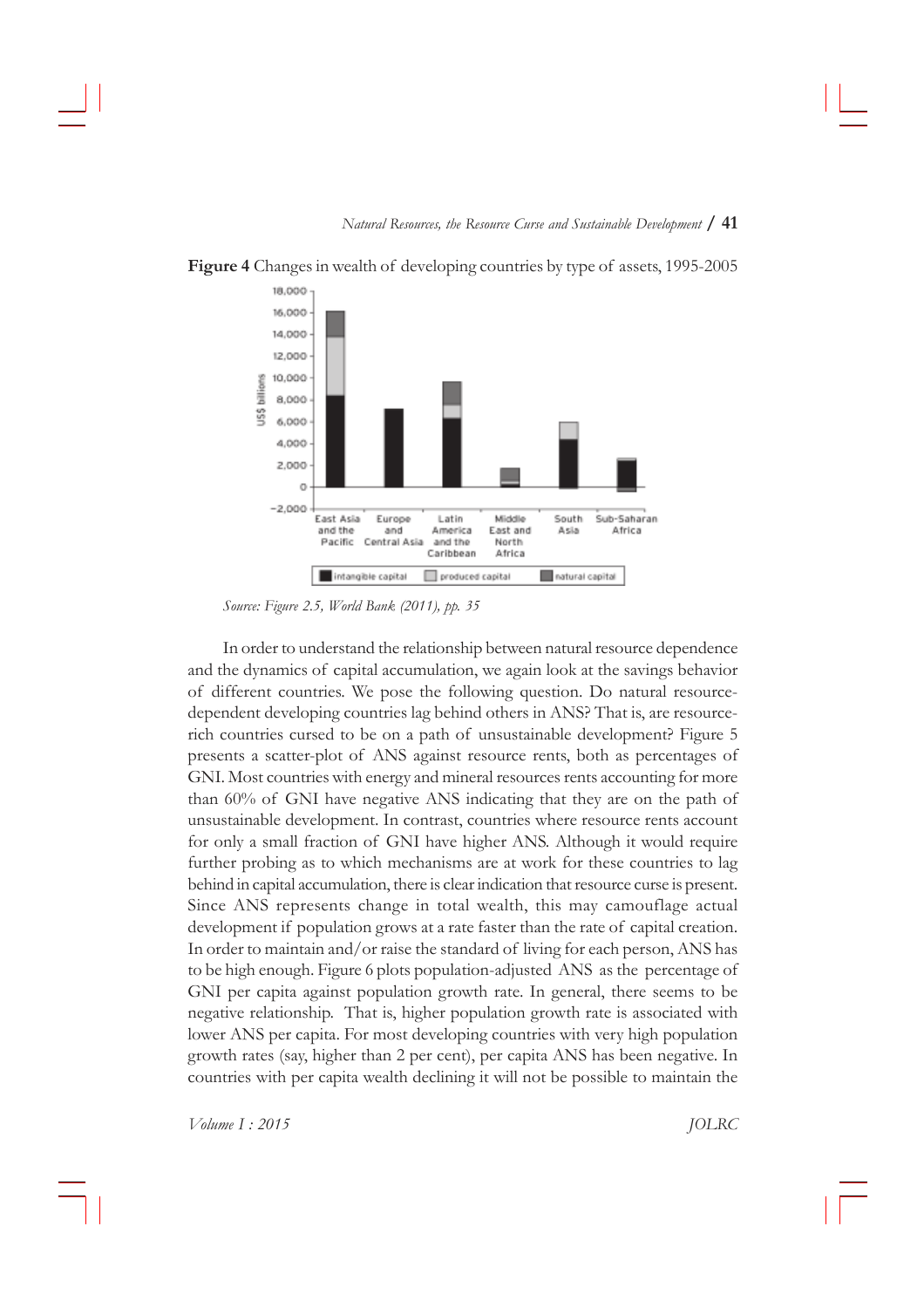**Figure 4** Changes in wealth of developing countries by type of assets, 1995-2005

*Source: Figure 2.5, World Bank (2011), pp. 35*

In order to understand the relationship between natural resource dependence and the dynamics of capital accumulation, we again look at the savings behavior of different countries. We pose the following question. Do natural resource-dependent developing countries lag behind others in ANS? That is, are resource-rich countries cursed to be on a path of unsustainable development? Figure 5 presents a scatter-plot of ANS against resource rents, both as percentages of GNI. Most countries with energy and mineral resources rents accounting for more than 60% of GNI have negative ANS indicating that they are on the path of unsustainable development. In contrast, countries where resource rents account for only a small fraction of GNI have higher ANS. Although it would require further probing as to which mechanisms are at work for these countries to lag behind in capital accumulation, there is clear indication that resource curse is present. Since ANS represents change in total wealth, this may camouflage actual development if population grows at a rate faster than the rate of capital creation. In order to maintain and/or raise the standard of living for each person, ANS has to be high enough. Figure 6 plots population-adjusted ANS as the percentage of GNI per capita against population growth rate. In general, there seems to be negative relationship. That is, higher population growth rate is associated with lower ANS per capita. For most developing countries with very high population growth rates (say, higher than 2 per cent), per capita ANS has been negative. In countries with per capita wealth declining it will not be possible to maintain the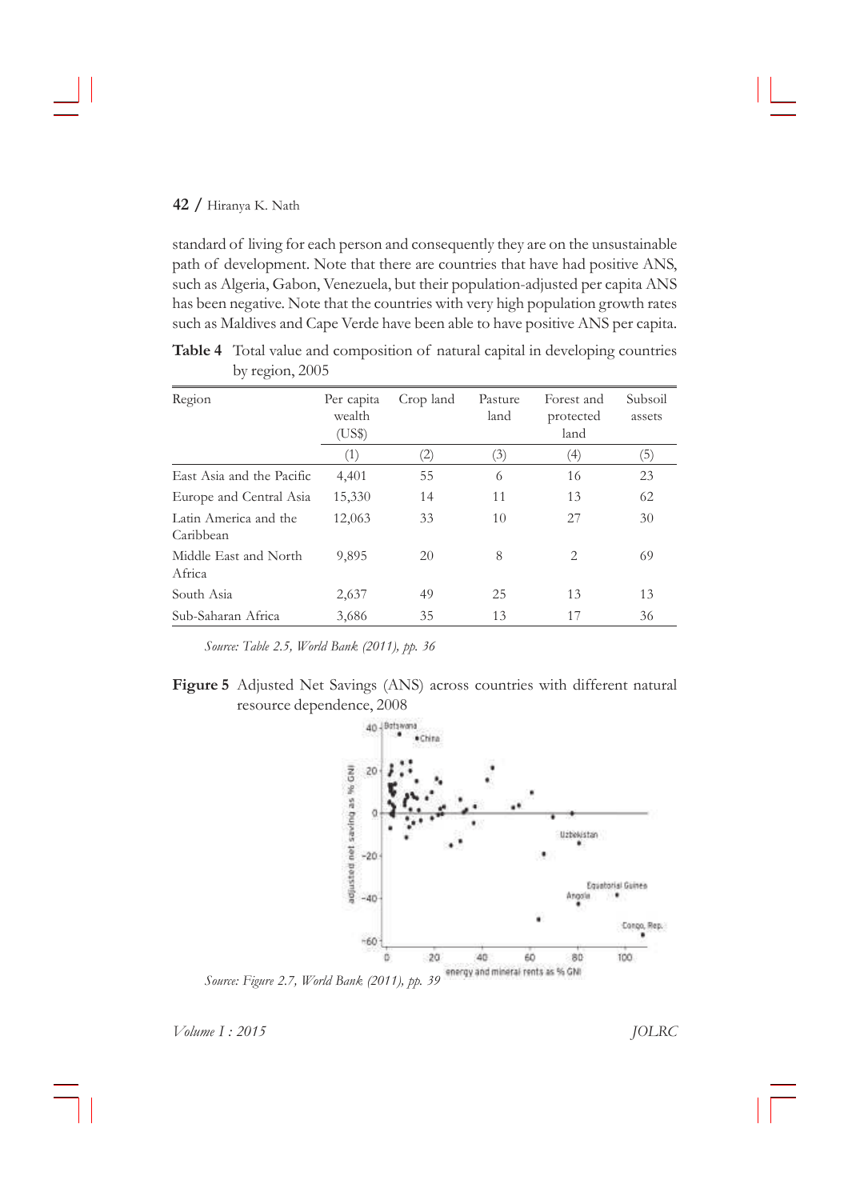standard of living for each person and consequently they are on the unsustainable path of development. Note that there are countries that have had positive ANS, such as Algeria, Gabon, Venezuela, but their population-adjusted per capita ANS has been negative. Note that the countries with very high population growth rates such as Maldives and Cape Verde have been able to have positive ANS per capita.

**Table 4** Total value and composition of natural capital in developing countries by region, 2005

| Region | Per capita wealth (US$) | Crop land | Pasture land | Forest and protected land | Subsoil assets |
|---|---|---|---|---|---|
| | (1) | (2) | (3) | (4) | (5) |
| East Asia and the Pacific | 4,401 | 55 | 6 | 16 | 23 |
| Europe and Central Asia | 15,330 | 14 | 11 | 13 | 62 |
| Latin America and the Caribbean | 12,063 | 33 | 10 | 27 | 30 |
| Middle East and North Africa | 9,895 | 20 | 8 | 2 | 69 |
| South Asia | 2,637 | 49 | 25 | 13 | 13 |
| Sub-Saharan Africa | 3,686 | 35 | 13 | 17 | 36 |

*Source: Table 2.5, World Bank (2011), pp. 36*

**Figure 5** Adjusted Net Savings (ANS) across countries with different natural resource dependence, 2008

*Source: Figure 2.7, World Bank (2011), pp. 39*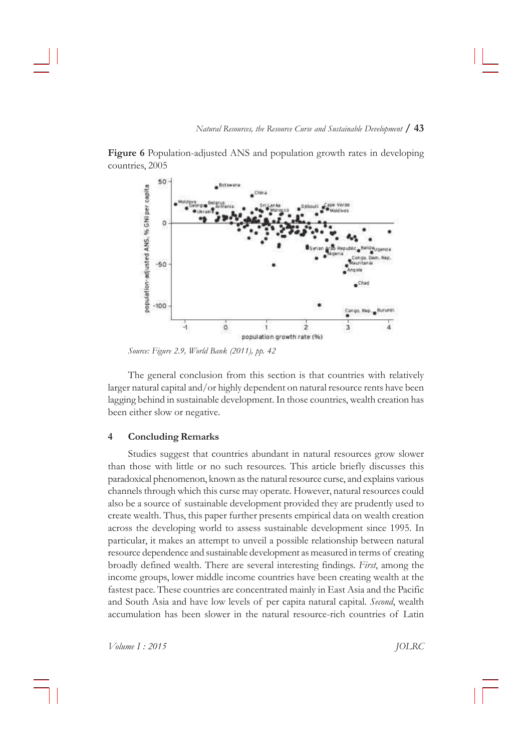**Figure 6** Population-adjusted ANS and population growth rates in developing countries, 2005

*Source: Figure 2.9, World Bank (2011), pp. 42*

The general conclusion from this section is that countries with relatively larger natural capital and/or highly dependent on natural resource rents have been lagging behind in sustainable development. In those countries, wealth creation has been either slow or negative.

## 4 Concluding Remarks

Studies suggest that countries abundant in natural resources grow slower than those with little or no such resources. This article briefly discusses this paradoxical phenomenon, known as the natural resource curse, and explains various channels through which this curse may operate. However, natural resources could also be a source of sustainable development provided they are prudently used to create wealth. Thus, this paper further presents empirical data on wealth creation across the developing world to assess sustainable development since 1995. In particular, it makes an attempt to unveil a possible relationship between natural resource dependence and sustainable development as measured in terms of creating broadly defined wealth. There are several interesting findings. *First*, among the income groups, lower middle income countries have been creating wealth at the fastest pace. These countries are concentrated mainly in East Asia and the Pacific and South Asia and have low levels of per capita natural capital. *Second*, wealth accumulation has been slower in the natural resource-rich countries of Latin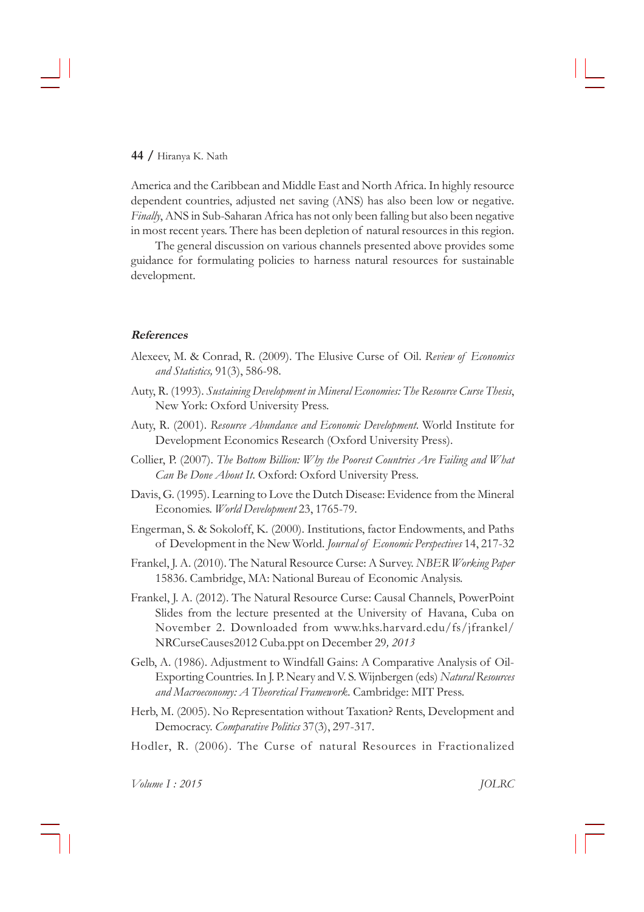America and the Caribbean and Middle East and North Africa. In highly resource dependent countries, adjusted net saving (ANS) has also been low or negative. *Finally*, ANS in Sub-Saharan Africa has not only been falling but also been negative in most recent years. There has been depletion of natural resources in this region.

The general discussion on various channels presented above provides some guidance for formulating policies to harness natural resources for sustainable development.

## References

Alexeev, M. & Conrad, R. (2009). The Elusive Curse of Oil. *Review of Economics and Statistics,* 91(3), 586-98.

Auty, R. (1993). *Sustaining Development in Mineral Economies: The Resource Curse Thesis*, New York: Oxford University Press.

Auty, R. (2001). *Resource Abundance and Economic Development*. World Institute for Development Economics Research (Oxford University Press).

Collier, P. (2007). *The Bottom Billion: Why the Poorest Countries Are Failing and What Can Be Done About It*. Oxford: Oxford University Press.

Davis, G. (1995). Learning to Love the Dutch Disease: Evidence from the Mineral Economies. *World Development* 23, 1765-79.

Engerman, S. & Sokoloff, K. (2000). Institutions, factor Endowments, and Paths of Development in the New World. *Journal of Economic Perspectives* 14, 217-32

Frankel, J. A. (2010). The Natural Resource Curse: A Survey. *NBER Working Paper* 15836. Cambridge, MA: National Bureau of Economic Analysis.

Frankel, J. A. (2012). The Natural Resource Curse: Causal Channels, PowerPoint Slides from the lecture presented at the University of Havana, Cuba on November 2. Downloaded from www.hks.harvard.edu/fs/jfrankel/NRCurseCauses2012 Cuba.ppt on December 29*, 2013*

Gelb, A. (1986). Adjustment to Windfall Gains: A Comparative Analysis of Oil-Exporting Countries. In J. P. Neary and V. S. Wijnbergen (eds) *Natural Resources and Macroeconomy: A Theoretical Framework*. Cambridge: MIT Press.

Herb, M. (2005). No Representation without Taxation? Rents, Development and Democracy. *Comparative Politics* 37(3), 297-317.

Hodler, R. (2006). The Curse of natural Resources in Fractionalized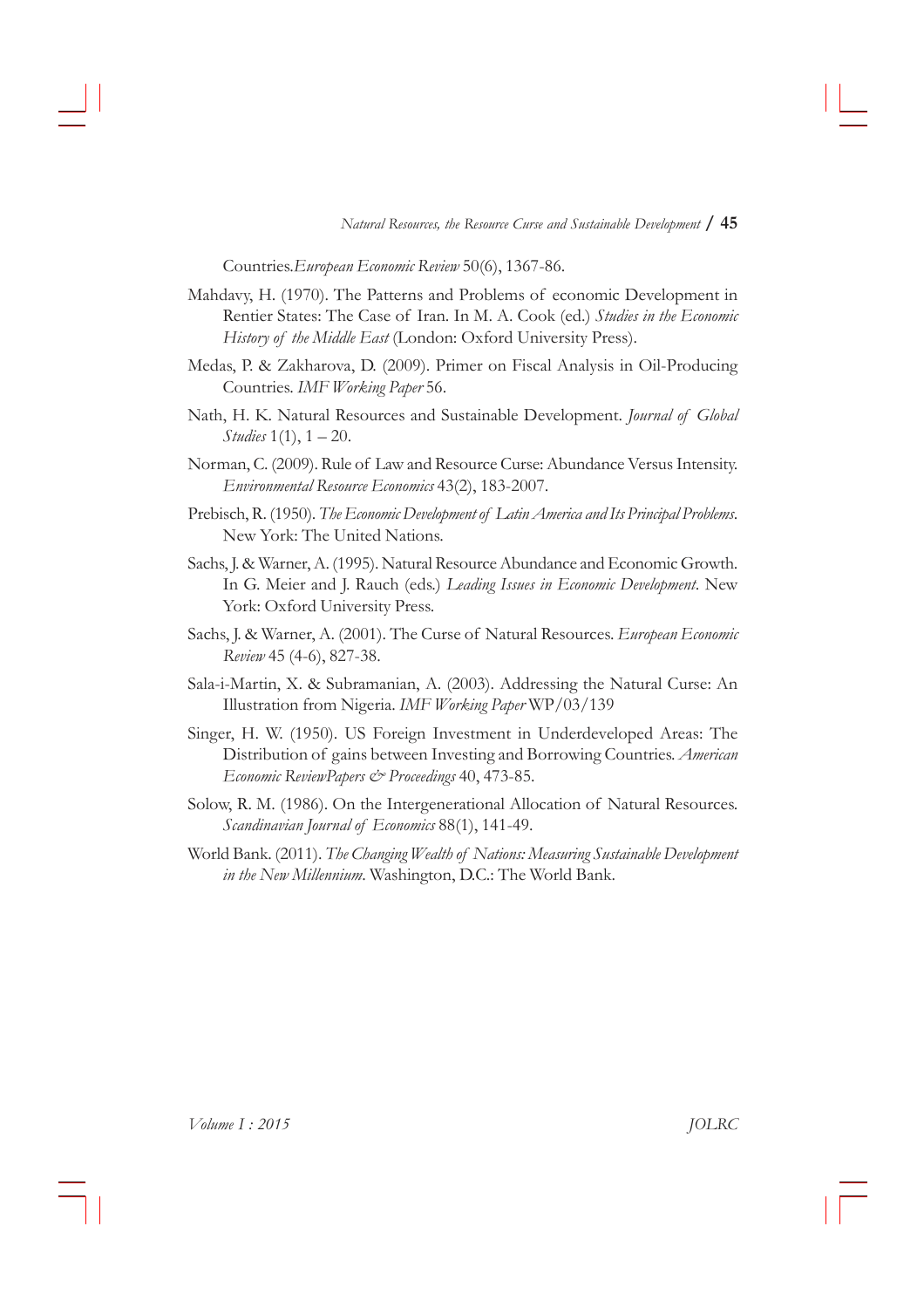Countries.*European Economic Review* 50(6), 1367-86.

Mahdavy, H. (1970). The Patterns and Problems of economic Development in Rentier States: The Case of Iran. In M. A. Cook (ed.) *Studies in the Economic History of the Middle East* (London: Oxford University Press).

Medas, P. & Zakharova, D. (2009). Primer on Fiscal Analysis in Oil-Producing Countries. *IMF Working Paper* 56.

Nath, H. K. Natural Resources and Sustainable Development. *Journal of Global Studies* 1(1), 1 – 20.

Norman, C. (2009). Rule of Law and Resource Curse: Abundance Versus Intensity. *Environmental Resource Economics* 43(2), 183-2007.

Prebisch, R. (1950). *The Economic Development of Latin America and Its Principal Problems*. New York: The United Nations.

Sachs, J. & Warner, A. (1995). Natural Resource Abundance and Economic Growth. In G. Meier and J. Rauch (eds.) *Leading Issues in Economic Development*. New York: Oxford University Press.

Sachs, J. & Warner, A. (2001). The Curse of Natural Resources. *European Economic Review* 45 (4-6), 827-38.

Sala-i-Martin, X. & Subramanian, A. (2003). Addressing the Natural Curse: An Illustration from Nigeria. *IMF Working Paper* WP/03/139

Singer, H. W. (1950). US Foreign Investment in Underdeveloped Areas: The Distribution of gains between Investing and Borrowing Countries. *American Economic ReviewPapers & Proceedings* 40, 473-85.

Solow, R. M. (1986). On the Intergenerational Allocation of Natural Resources. *Scandinavian Journal of Economics* 88(1), 141-49.

World Bank. (2011). *The Changing Wealth of Nations: Measuring Sustainable Development in the New Millennium*. Washington, D.C.: The World Bank.